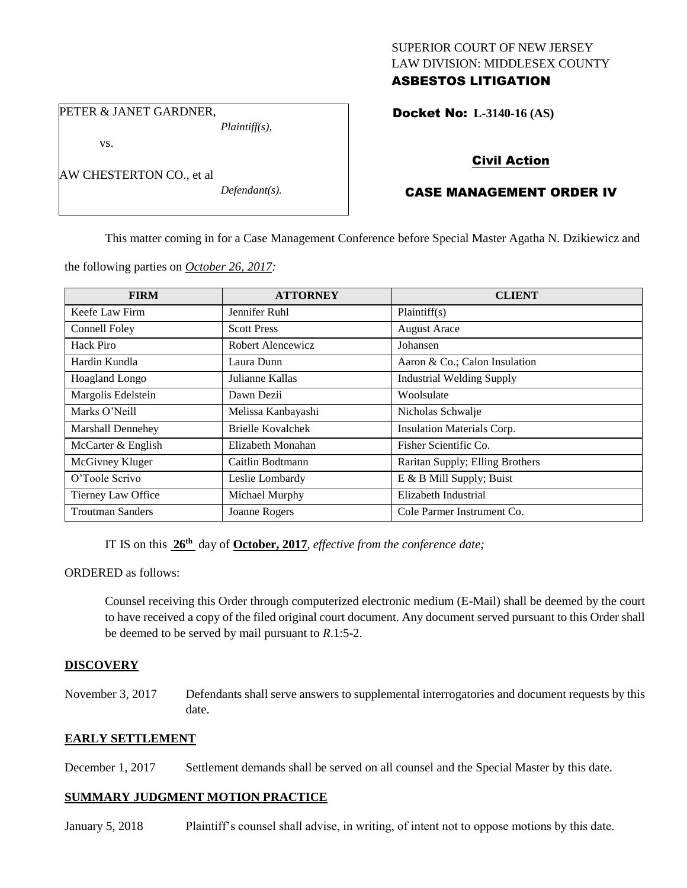SUPERIOR COURT OF NEW JERSEY
LAW DIVISION: MIDDLESEX COUNTY
**ASBESTOS LITIGATION**

PETER & JANET GARDNER,
*Plaintiff(s),*

vs.

AW CHESTERTON CO., et al
*Defendant(s).*

**Docket No: L-3140-16 (AS)**

**Civil Action**

**CASE MANAGEMENT ORDER IV**

This matter coming in for a Case Management Conference before Special Master Agatha N. Dzikiewicz and the following parties on *October 26, 2017:*

| FIRM | ATTORNEY | CLIENT |
| --- | --- | --- |
| Keefe Law Firm | Jennifer Ruhl | Plaintiff(s) |
| Connell Foley | Scott Press | August Arace |
| Hack Piro | Robert Alencewicz | Johansen |
| Hardin Kundla | Laura Dunn | Aaron & Co.; Calon Insulation |
| Hoagland Longo | Julianne Kallas | Industrial Welding Supply |
| Margolis Edelstein | Dawn Dezii | Woolsulate |
| Marks O'Neill | Melissa Kanbayashi | Nicholas Schwalje |
| Marshall Dennehey | Brielle Kovalchek | Insulation Materials Corp. |
| McCarter & English | Elizabeth Monahan | Fisher Scientific Co. |
| McGivney Kluger | Caitlin Bodtmann | Raritan Supply; Elling Brothers |
| O'Toole Scrivo | Leslie Lombardy | E & B Mill Supply; Buist |
| Tierney Law Office | Michael Murphy | Elizabeth Industrial |
| Troutman Sanders | Joanne Rogers | Cole Parmer Instrument Co. |

IT IS on this **26th** day of **October, 2017**, *effective from the conference date;*

ORDERED as follows:

Counsel receiving this Order through computerized electronic medium (E-Mail) shall be deemed by the court to have received a copy of the filed original court document. Any document served pursuant to this Order shall be deemed to be served by mail pursuant to *R*.1:5-2.

**DISCOVERY**

November 3, 2017 Defendants shall serve answers to supplemental interrogatories and document requests by this date.

**EARLY SETTLEMENT**

December 1, 2017 Settlement demands shall be served on all counsel and the Special Master by this date.

**SUMMARY JUDGMENT MOTION PRACTICE**

January 5, 2018 Plaintiff's counsel shall advise, in writing, of intent not to oppose motions by this date.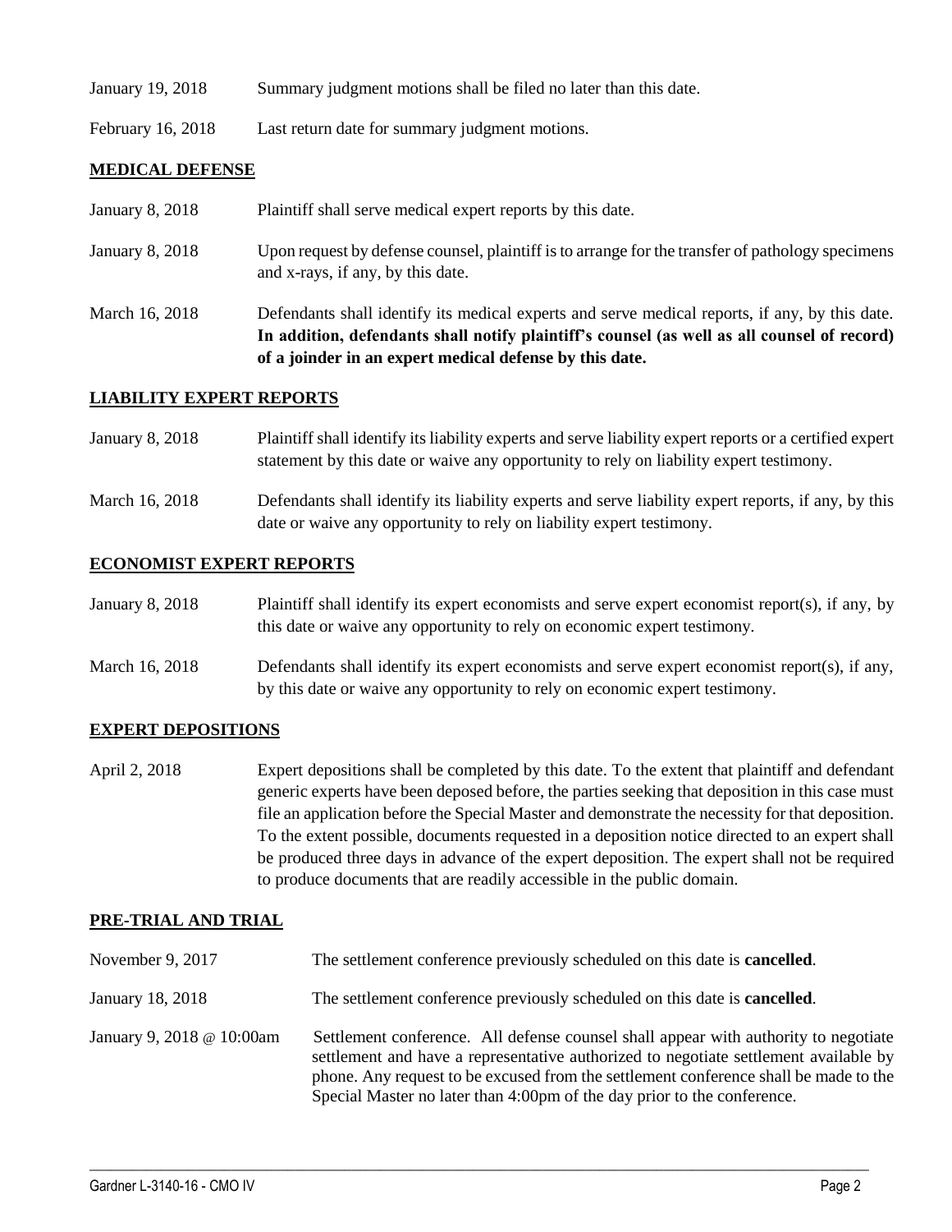| | |
|---|---|
| January 19, 2018 | Summary judgment motions shall be filed no later than this date. |
| February 16, 2018 | Last return date for summary judgment motions. |

## MEDICAL DEFENSE

| | |
|---|---|
| January 8, 2018 | Plaintiff shall serve medical expert reports by this date. |
| January 8, 2018 | Upon request by defense counsel, plaintiff is to arrange for the transfer of pathology specimens and x-rays, if any, by this date. |
| March 16, 2018 | Defendants shall identify its medical experts and serve medical reports, if any, by this date. **In addition, defendants shall notify plaintiff's counsel (as well as all counsel of record) of a joinder in an expert medical defense by this date.** |

## LIABILITY EXPERT REPORTS

| | |
|---|---|
| January 8, 2018 | Plaintiff shall identify its liability experts and serve liability expert reports or a certified expert statement by this date or waive any opportunity to rely on liability expert testimony. |
| March 16, 2018 | Defendants shall identify its liability experts and serve liability expert reports, if any, by this date or waive any opportunity to rely on liability expert testimony. |

## ECONOMIST EXPERT REPORTS

| | |
|---|---|
| January 8, 2018 | Plaintiff shall identify its expert economists and serve expert economist report(s), if any, by this date or waive any opportunity to rely on economic expert testimony. |
| March 16, 2018 | Defendants shall identify its expert economists and serve expert economist report(s), if any, by this date or waive any opportunity to rely on economic expert testimony. |

## EXPERT DEPOSITIONS

| | |
|---|---|
| April 2, 2018 | Expert depositions shall be completed by this date. To the extent that plaintiff and defendant generic experts have been deposed before, the parties seeking that deposition in this case must file an application before the Special Master and demonstrate the necessity for that deposition. To the extent possible, documents requested in a deposition notice directed to an expert shall be produced three days in advance of the expert deposition. The expert shall not be required to produce documents that are readily accessible in the public domain. |

## PRE-TRIAL AND TRIAL

| | |
|---|---|
| November 9, 2017 | The settlement conference previously scheduled on this date is **cancelled**. |
| January 18, 2018 | The settlement conference previously scheduled on this date is **cancelled**. |
| January 9, 2018 @ 10:00am | Settlement conference. All defense counsel shall appear with authority to negotiate settlement and have a representative authorized to negotiate settlement available by phone. Any request to be excused from the settlement conference shall be made to the Special Master no later than 4:00pm of the day prior to the conference. |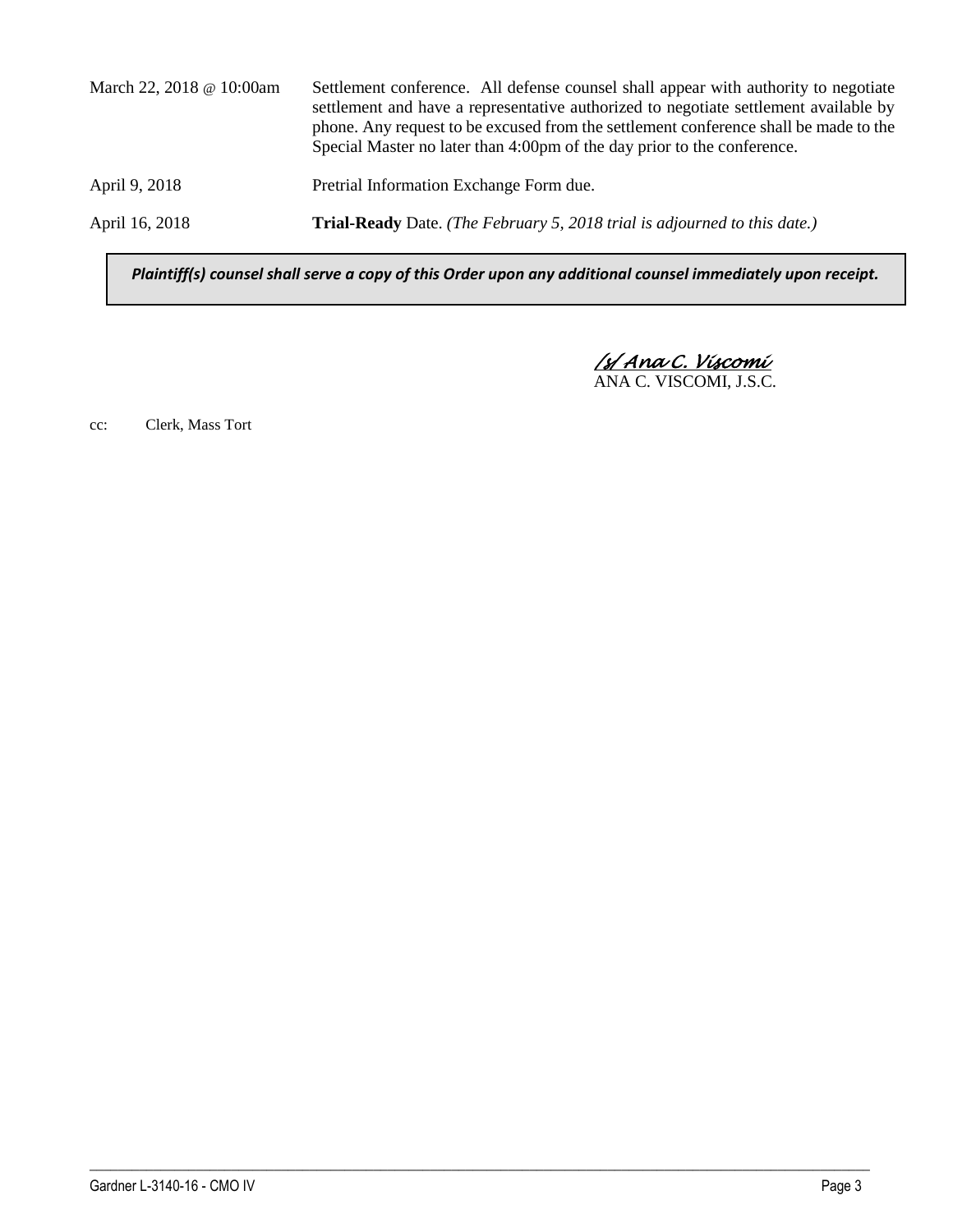| | |
|---|---|
| March 22, 2018 @ 10:00am | Settlement conference. All defense counsel shall appear with authority to negotiate settlement and have a representative authorized to negotiate settlement available by phone. Any request to be excused from the settlement conference shall be made to the Special Master no later than 4:00pm of the day prior to the conference. |
| April 9, 2018 | Pretrial Information Exchange Form due. |
| April 16, 2018 | **Trial-Ready** Date. *(The February 5, 2018 trial is adjourned to this date.)* |

***Plaintiff(s) counsel shall serve a copy of this Order upon any additional counsel immediately upon receipt.***

*/s/ Ana C. Viscomi*
ANA C. VISCOMI, J.S.C.

cc: Clerk, Mass Tort